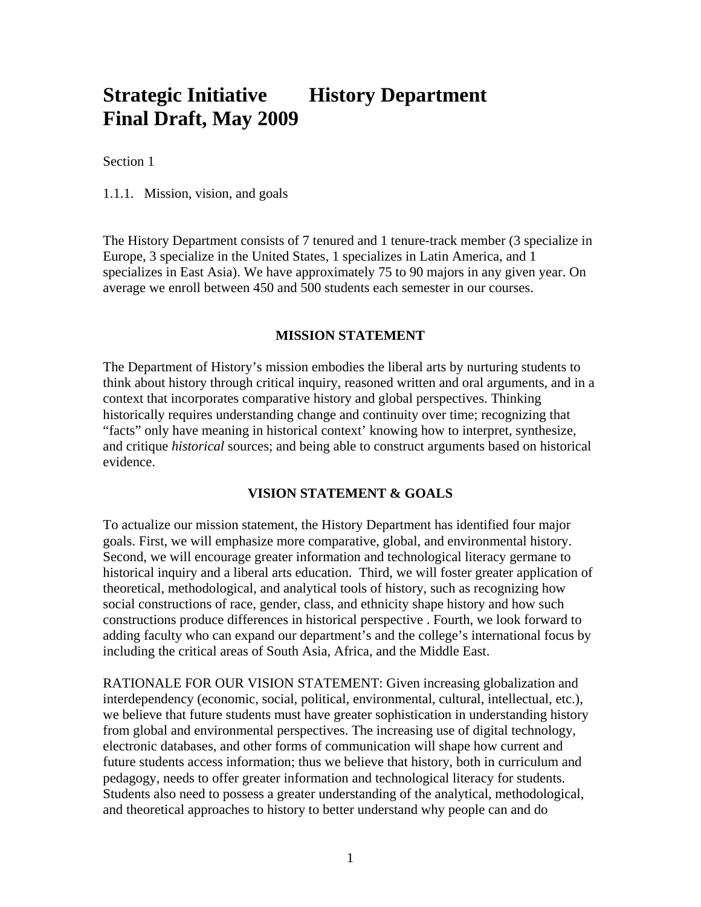# Strategic Initiative History Department Final Draft, May 2009

Section 1

1.1.1. Mission, vision, and goals

The History Department consists of 7 tenured and 1 tenure-track member (3 specialize in Europe, 3 specialize in the United States, 1 specializes in Latin America, and 1 specializes in East Asia). We have approximately 75 to 90 majors in any given year. On average we enroll between 450 and 500 students each semester in our courses.

## MISSION STATEMENT

The Department of History's mission embodies the liberal arts by nurturing students to think about history through critical inquiry, reasoned written and oral arguments, and in a context that incorporates comparative history and global perspectives. Thinking historically requires understanding change and continuity over time; recognizing that "facts" only have meaning in historical context' knowing how to interpret, synthesize, and critique *historical* sources; and being able to construct arguments based on historical evidence.

## VISION STATEMENT & GOALS

To actualize our mission statement, the History Department has identified four major goals. First, we will emphasize more comparative, global, and environmental history. Second, we will encourage greater information and technological literacy germane to historical inquiry and a liberal arts education. Third, we will foster greater application of theoretical, methodological, and analytical tools of history, such as recognizing how social constructions of race, gender, class, and ethnicity shape history and how such constructions produce differences in historical perspective . Fourth, we look forward to adding faculty who can expand our department's and the college's international focus by including the critical areas of South Asia, Africa, and the Middle East.

RATIONALE FOR OUR VISION STATEMENT: Given increasing globalization and interdependency (economic, social, political, environmental, cultural, intellectual, etc.), we believe that future students must have greater sophistication in understanding history from global and environmental perspectives. The increasing use of digital technology, electronic databases, and other forms of communication will shape how current and future students access information; thus we believe that history, both in curriculum and pedagogy, needs to offer greater information and technological literacy for students. Students also need to possess a greater understanding of the analytical, methodological, and theoretical approaches to history to better understand why people can and do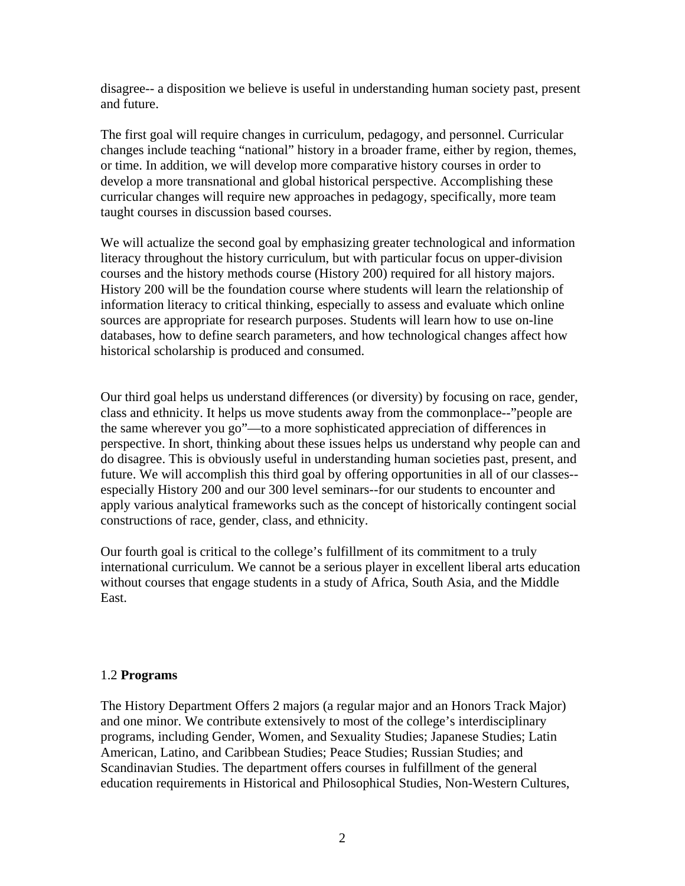disagree-- a disposition we believe is useful in understanding human society past, present and future.

The first goal will require changes in curriculum, pedagogy, and personnel. Curricular changes include teaching "national" history in a broader frame, either by region, themes, or time. In addition, we will develop more comparative history courses in order to develop a more transnational and global historical perspective. Accomplishing these curricular changes will require new approaches in pedagogy, specifically, more team taught courses in discussion based courses.

We will actualize the second goal by emphasizing greater technological and information literacy throughout the history curriculum, but with particular focus on upper-division courses and the history methods course (History 200) required for all history majors. History 200 will be the foundation course where students will learn the relationship of information literacy to critical thinking, especially to assess and evaluate which online sources are appropriate for research purposes. Students will learn how to use on-line databases, how to define search parameters, and how technological changes affect how historical scholarship is produced and consumed.

Our third goal helps us understand differences (or diversity) by focusing on race, gender, class and ethnicity. It helps us move students away from the commonplace--"people are the same wherever you go"—to a more sophisticated appreciation of differences in perspective. In short, thinking about these issues helps us understand why people can and do disagree. This is obviously useful in understanding human societies past, present, and future. We will accomplish this third goal by offering opportunities in all of our classes--especially History 200 and our 300 level seminars--for our students to encounter and apply various analytical frameworks such as the concept of historically contingent social constructions of race, gender, class, and ethnicity.

Our fourth goal is critical to the college's fulfillment of its commitment to a truly international curriculum. We cannot be a serious player in excellent liberal arts education without courses that engage students in a study of Africa, South Asia, and the Middle East.

### 1.2 **Programs**

The History Department Offers 2 majors (a regular major and an Honors Track Major) and one minor. We contribute extensively to most of the college's interdisciplinary programs, including Gender, Women, and Sexuality Studies; Japanese Studies; Latin American, Latino, and Caribbean Studies; Peace Studies; Russian Studies; and Scandinavian Studies. The department offers courses in fulfillment of the general education requirements in Historical and Philosophical Studies, Non-Western Cultures,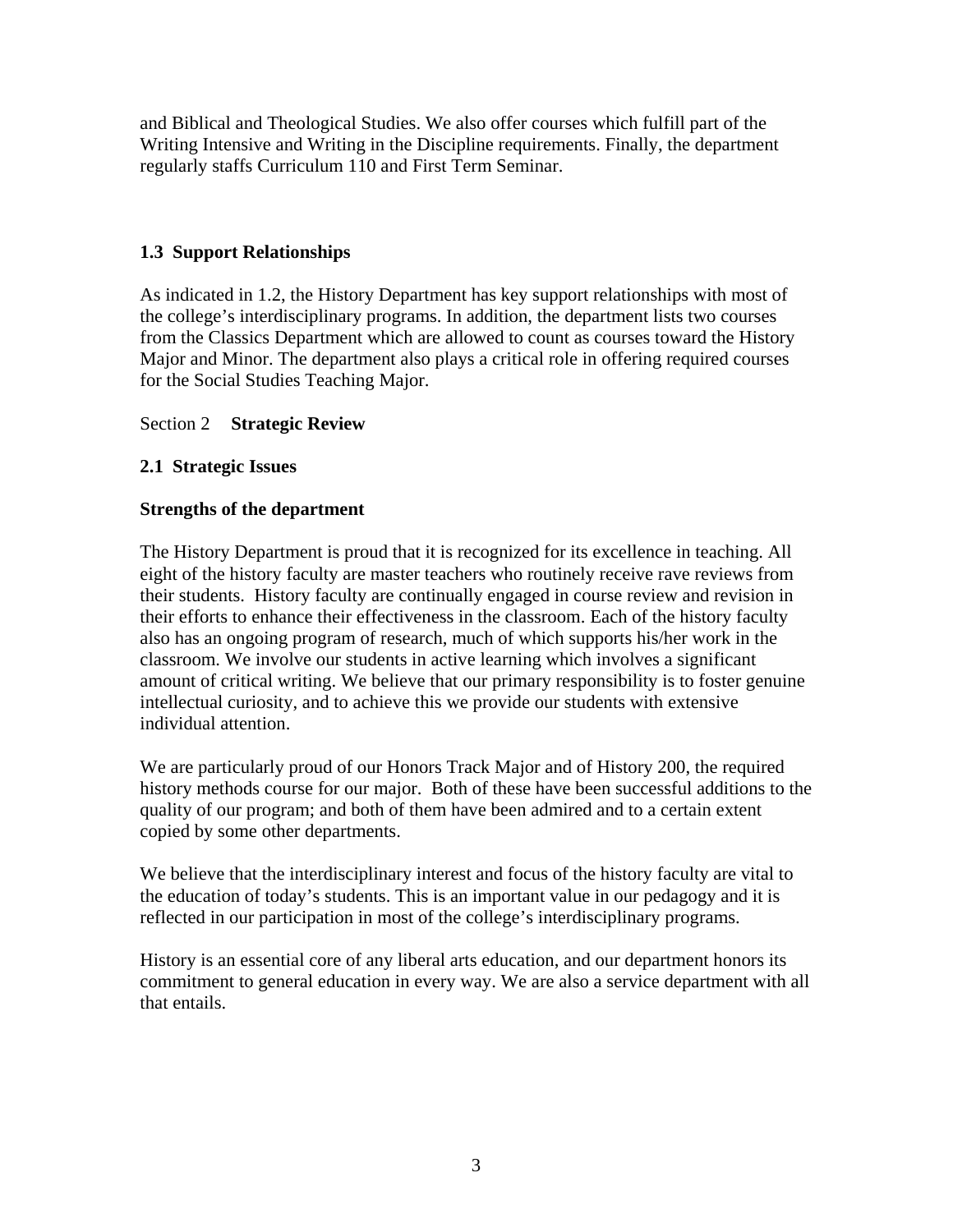and Biblical and Theological Studies. We also offer courses which fulfill part of the Writing Intensive and Writing in the Discipline requirements. Finally, the department regularly staffs Curriculum 110 and First Term Seminar.

### 1.3 Support Relationships

As indicated in 1.2, the History Department has key support relationships with most of the college's interdisciplinary programs. In addition, the department lists two courses from the Classics Department which are allowed to count as courses toward the History Major and Minor. The department also plays a critical role in offering required courses for the Social Studies Teaching Major.

## Section 2 **Strategic Review**

### 2.1 Strategic Issues

**Strengths of the department**

The History Department is proud that it is recognized for its excellence in teaching. All eight of the history faculty are master teachers who routinely receive rave reviews from their students. History faculty are continually engaged in course review and revision in their efforts to enhance their effectiveness in the classroom. Each of the history faculty also has an ongoing program of research, much of which supports his/her work in the classroom. We involve our students in active learning which involves a significant amount of critical writing. We believe that our primary responsibility is to foster genuine intellectual curiosity, and to achieve this we provide our students with extensive individual attention.

We are particularly proud of our Honors Track Major and of History 200, the required history methods course for our major. Both of these have been successful additions to the quality of our program; and both of them have been admired and to a certain extent copied by some other departments.

We believe that the interdisciplinary interest and focus of the history faculty are vital to the education of today's students. This is an important value in our pedagogy and it is reflected in our participation in most of the college's interdisciplinary programs.

History is an essential core of any liberal arts education, and our department honors its commitment to general education in every way. We are also a service department with all that entails.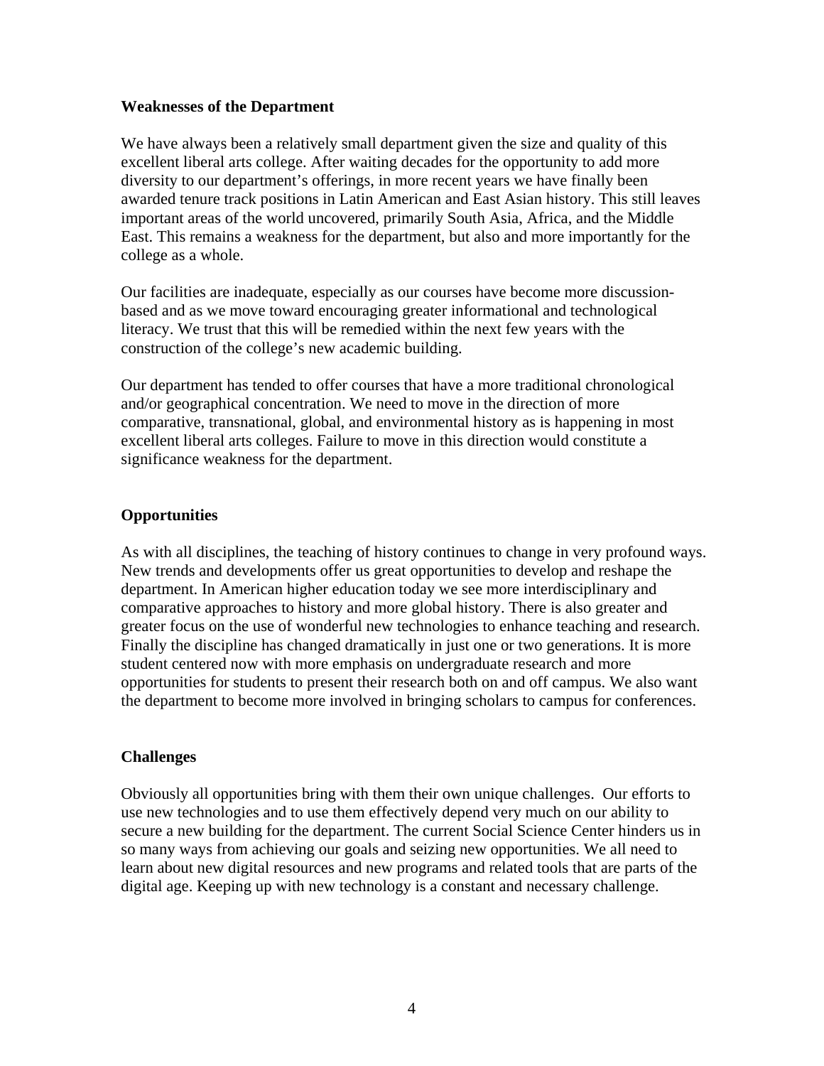## Weaknesses of the Department

We have always been a relatively small department given the size and quality of this excellent liberal arts college. After waiting decades for the opportunity to add more diversity to our department's offerings, in more recent years we have finally been awarded tenure track positions in Latin American and East Asian history. This still leaves important areas of the world uncovered, primarily South Asia, Africa, and the Middle East. This remains a weakness for the department, but also and more importantly for the college as a whole.

Our facilities are inadequate, especially as our courses have become more discussion-based and as we move toward encouraging greater informational and technological literacy. We trust that this will be remedied within the next few years with the construction of the college's new academic building.

Our department has tended to offer courses that have a more traditional chronological and/or geographical concentration. We need to move in the direction of more comparative, transnational, global, and environmental history as is happening in most excellent liberal arts colleges. Failure to move in this direction would constitute a significance weakness for the department.

## Opportunities

As with all disciplines, the teaching of history continues to change in very profound ways. New trends and developments offer us great opportunities to develop and reshape the department. In American higher education today we see more interdisciplinary and comparative approaches to history and more global history. There is also greater and greater focus on the use of wonderful new technologies to enhance teaching and research. Finally the discipline has changed dramatically in just one or two generations. It is more student centered now with more emphasis on undergraduate research and more opportunities for students to present their research both on and off campus. We also want the department to become more involved in bringing scholars to campus for conferences.

## Challenges

Obviously all opportunities bring with them their own unique challenges. Our efforts to use new technologies and to use them effectively depend very much on our ability to secure a new building for the department. The current Social Science Center hinders us in so many ways from achieving our goals and seizing new opportunities. We all need to learn about new digital resources and new programs and related tools that are parts of the digital age. Keeping up with new technology is a constant and necessary challenge.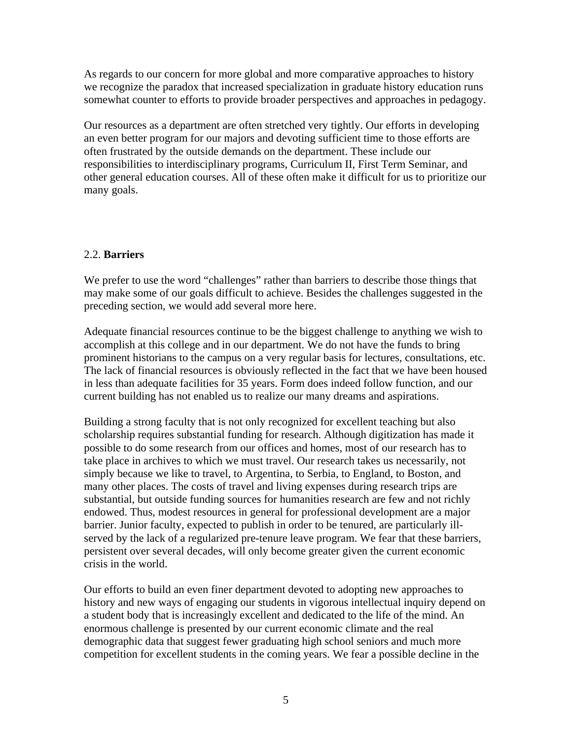As regards to our concern for more global and more comparative approaches to history we recognize the paradox that increased specialization in graduate history education runs somewhat counter to efforts to provide broader perspectives and approaches in pedagogy.

Our resources as a department are often stretched very tightly. Our efforts in developing an even better program for our majors and devoting sufficient time to those efforts are often frustrated by the outside demands on the department. These include our responsibilities to interdisciplinary programs, Curriculum II, First Term Seminar, and other general education courses. All of these often make it difficult for us to prioritize our many goals.

## 2.2. **Barriers**

We prefer to use the word "challenges" rather than barriers to describe those things that may make some of our goals difficult to achieve. Besides the challenges suggested in the preceding section, we would add several more here.

Adequate financial resources continue to be the biggest challenge to anything we wish to accomplish at this college and in our department. We do not have the funds to bring prominent historians to the campus on a very regular basis for lectures, consultations, etc. The lack of financial resources is obviously reflected in the fact that we have been housed in less than adequate facilities for 35 years. Form does indeed follow function, and our current building has not enabled us to realize our many dreams and aspirations.

Building a strong faculty that is not only recognized for excellent teaching but also scholarship requires substantial funding for research. Although digitization has made it possible to do some research from our offices and homes, most of our research has to take place in archives to which we must travel. Our research takes us necessarily, not simply because we like to travel, to Argentina, to Serbia, to England, to Boston, and many other places. The costs of travel and living expenses during research trips are substantial, but outside funding sources for humanities research are few and not richly endowed. Thus, modest resources in general for professional development are a major barrier. Junior faculty, expected to publish in order to be tenured, are particularly ill-served by the lack of a regularized pre-tenure leave program. We fear that these barriers, persistent over several decades, will only become greater given the current economic crisis in the world.

Our efforts to build an even finer department devoted to adopting new approaches to history and new ways of engaging our students in vigorous intellectual inquiry depend on a student body that is increasingly excellent and dedicated to the life of the mind. An enormous challenge is presented by our current economic climate and the real demographic data that suggest fewer graduating high school seniors and much more competition for excellent students in the coming years. We fear a possible decline in the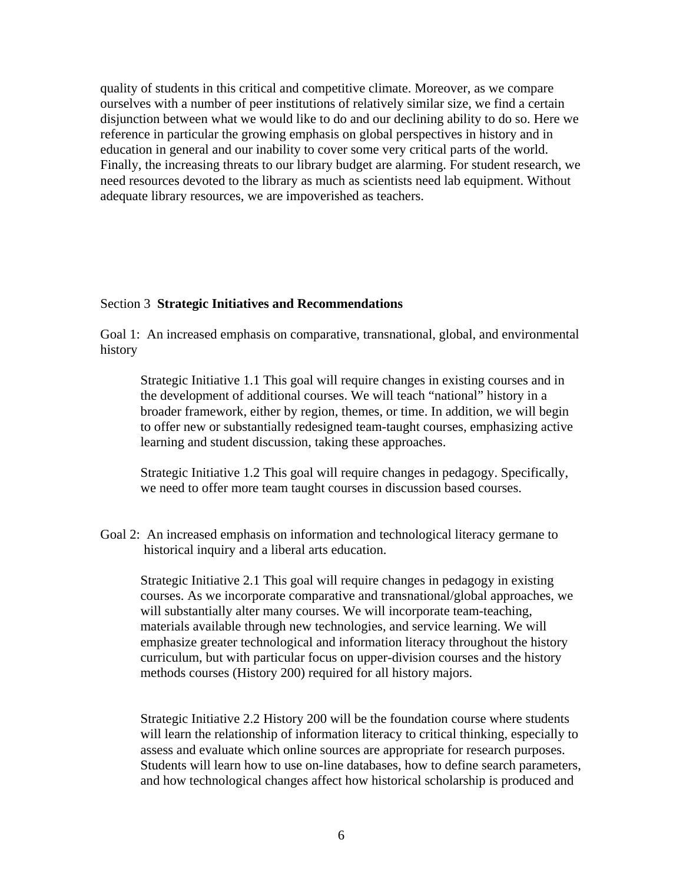quality of students in this critical and competitive climate. Moreover, as we compare ourselves with a number of peer institutions of relatively similar size, we find a certain disjunction between what we would like to do and our declining ability to do so. Here we reference in particular the growing emphasis on global perspectives in history and in education in general and our inability to cover some very critical parts of the world. Finally, the increasing threats to our library budget are alarming. For student research, we need resources devoted to the library as much as scientists need lab equipment. Without adequate library resources, we are impoverished as teachers.

## Section 3 **Strategic Initiatives and Recommendations**

Goal 1: An increased emphasis on comparative, transnational, global, and environmental history

> Strategic Initiative 1.1 This goal will require changes in existing courses and in the development of additional courses. We will teach "national" history in a broader framework, either by region, themes, or time. In addition, we will begin to offer new or substantially redesigned team-taught courses, emphasizing active learning and student discussion, taking these approaches.
>
> Strategic Initiative 1.2 This goal will require changes in pedagogy. Specifically, we need to offer more team taught courses in discussion based courses.

Goal 2: An increased emphasis on information and technological literacy germane to historical inquiry and a liberal arts education.

> Strategic Initiative 2.1 This goal will require changes in pedagogy in existing courses. As we incorporate comparative and transnational/global approaches, we will substantially alter many courses. We will incorporate team-teaching, materials available through new technologies, and service learning. We will emphasize greater technological and information literacy throughout the history curriculum, but with particular focus on upper-division courses and the history methods courses (History 200) required for all history majors.
>
> Strategic Initiative 2.2 History 200 will be the foundation course where students will learn the relationship of information literacy to critical thinking, especially to assess and evaluate which online sources are appropriate for research purposes. Students will learn how to use on-line databases, how to define search parameters, and how technological changes affect how historical scholarship is produced and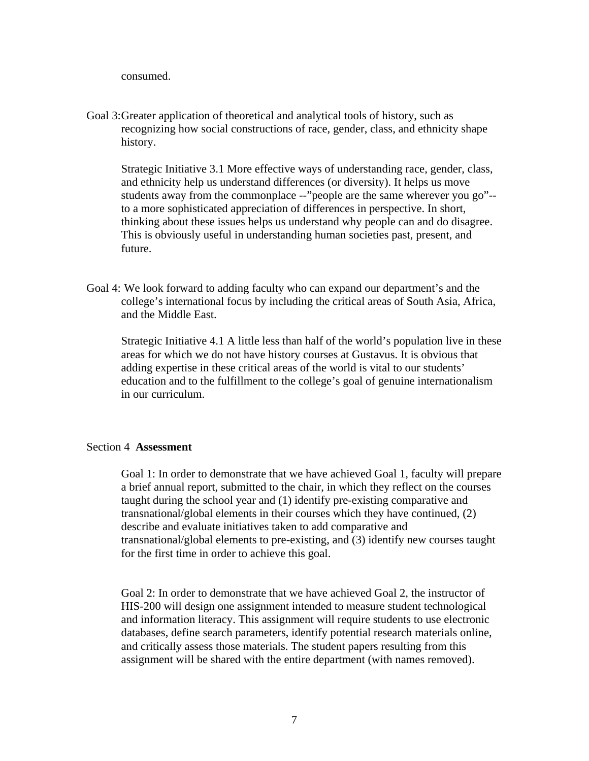consumed.

Goal 3: Greater application of theoretical and analytical tools of history, such as recognizing how social constructions of race, gender, class, and ethnicity shape history.

Strategic Initiative 3.1 More effective ways of understanding race, gender, class, and ethnicity help us understand differences (or diversity). It helps us move students away from the commonplace --"people are the same wherever you go"-- to a more sophisticated appreciation of differences in perspective. In short, thinking about these issues helps us understand why people can and do disagree. This is obviously useful in understanding human societies past, present, and future.

Goal 4: We look forward to adding faculty who can expand our department's and the college's international focus by including the critical areas of South Asia, Africa, and the Middle East.

Strategic Initiative 4.1 A little less than half of the world's population live in these areas for which we do not have history courses at Gustavus. It is obvious that adding expertise in these critical areas of the world is vital to our students' education and to the fulfillment to the college's goal of genuine internationalism in our curriculum.

## Section 4 **Assessment**

Goal 1: In order to demonstrate that we have achieved Goal 1, faculty will prepare a brief annual report, submitted to the chair, in which they reflect on the courses taught during the school year and (1) identify pre-existing comparative and transnational/global elements in their courses which they have continued, (2) describe and evaluate initiatives taken to add comparative and transnational/global elements to pre-existing, and (3) identify new courses taught for the first time in order to achieve this goal.

Goal 2: In order to demonstrate that we have achieved Goal 2, the instructor of HIS-200 will design one assignment intended to measure student technological and information literacy. This assignment will require students to use electronic databases, define search parameters, identify potential research materials online, and critically assess those materials. The student papers resulting from this assignment will be shared with the entire department (with names removed).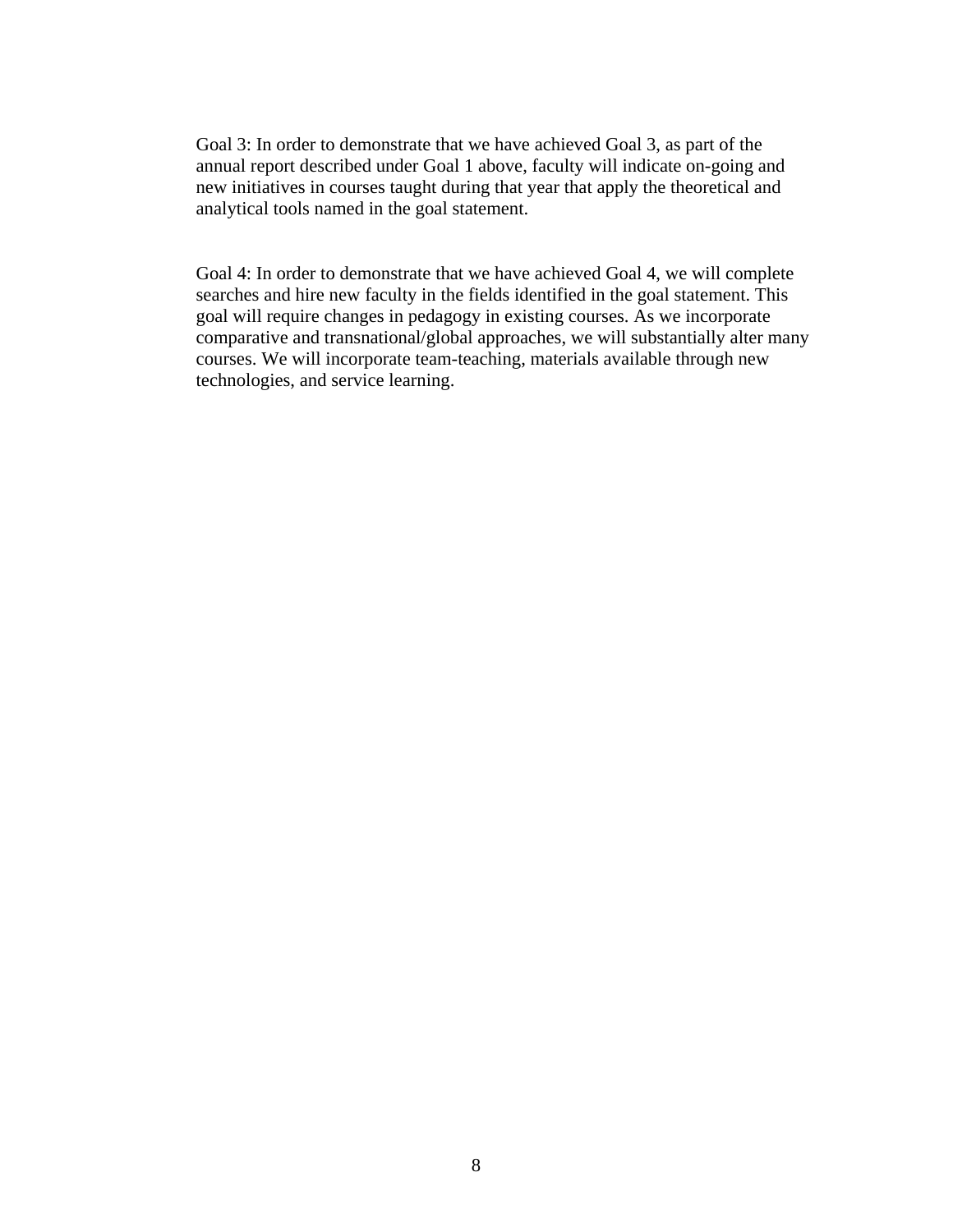Goal 3: In order to demonstrate that we have achieved Goal 3, as part of the annual report described under Goal 1 above, faculty will indicate on-going and new initiatives in courses taught during that year that apply the theoretical and analytical tools named in the goal statement.

Goal 4: In order to demonstrate that we have achieved Goal 4, we will complete searches and hire new faculty in the fields identified in the goal statement. This goal will require changes in pedagogy in existing courses. As we incorporate comparative and transnational/global approaches, we will substantially alter many courses. We will incorporate team-teaching, materials available through new technologies, and service learning.